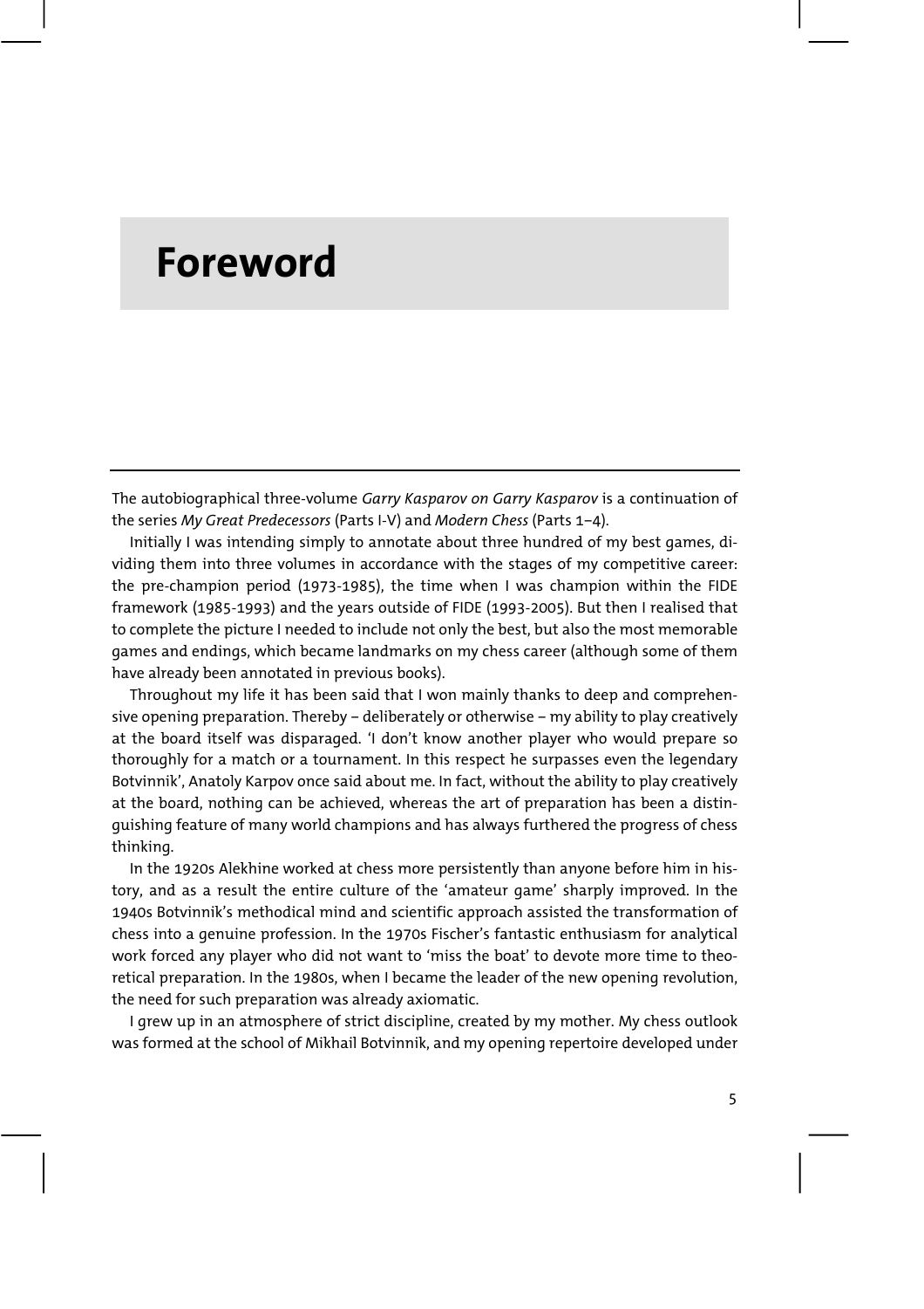# Foreword

The autobiographical three-volume *Garry Kasparov on Garry Kasparov* is a continuation of the series *My Great Predecessors* (Parts I-V) and *Modern Chess* (Parts 1–4).

Initially I was intending simply to annotate about three hundred of my best games, dividing them into three volumes in accordance with the stages of my competitive career: the pre-champion period (1973-1985), the time when I was champion within the FIDE framework (1985-1993) and the years outside of FIDE (1993-2005). But then I realised that to complete the picture I needed to include not only the best, but also the most memorable games and endings, which became landmarks on my chess career (although some of them have already been annotated in previous books).

Throughout my life it has been said that I won mainly thanks to deep and comprehensive opening preparation. Thereby – deliberately or otherwise – my ability to play creatively at the board itself was disparaged. 'I don't know another player who would prepare so thoroughly for a match or a tournament. In this respect he surpasses even the legendary Botvinnik', Anatoly Karpov once said about me. In fact, without the ability to play creatively at the board, nothing can be achieved, whereas the art of preparation has been a distinguishing feature of many world champions and has always furthered the progress of chess thinking.

In the 1920s Alekhine worked at chess more persistently than anyone before him in history, and as a result the entire culture of the 'amateur game' sharply improved. In the 1940s Botvinnik's methodical mind and scientific approach assisted the transformation of chess into a genuine profession. In the 1970s Fischer's fantastic enthusiasm for analytical work forced any player who did not want to 'miss the boat' to devote more time to theoretical preparation. In the 1980s, when I became the leader of the new opening revolution, the need for such preparation was already axiomatic.

I grew up in an atmosphere of strict discipline, created by my mother. My chess outlook was formed at the school of Mikhail Botvinnik, and my opening repertoire developed under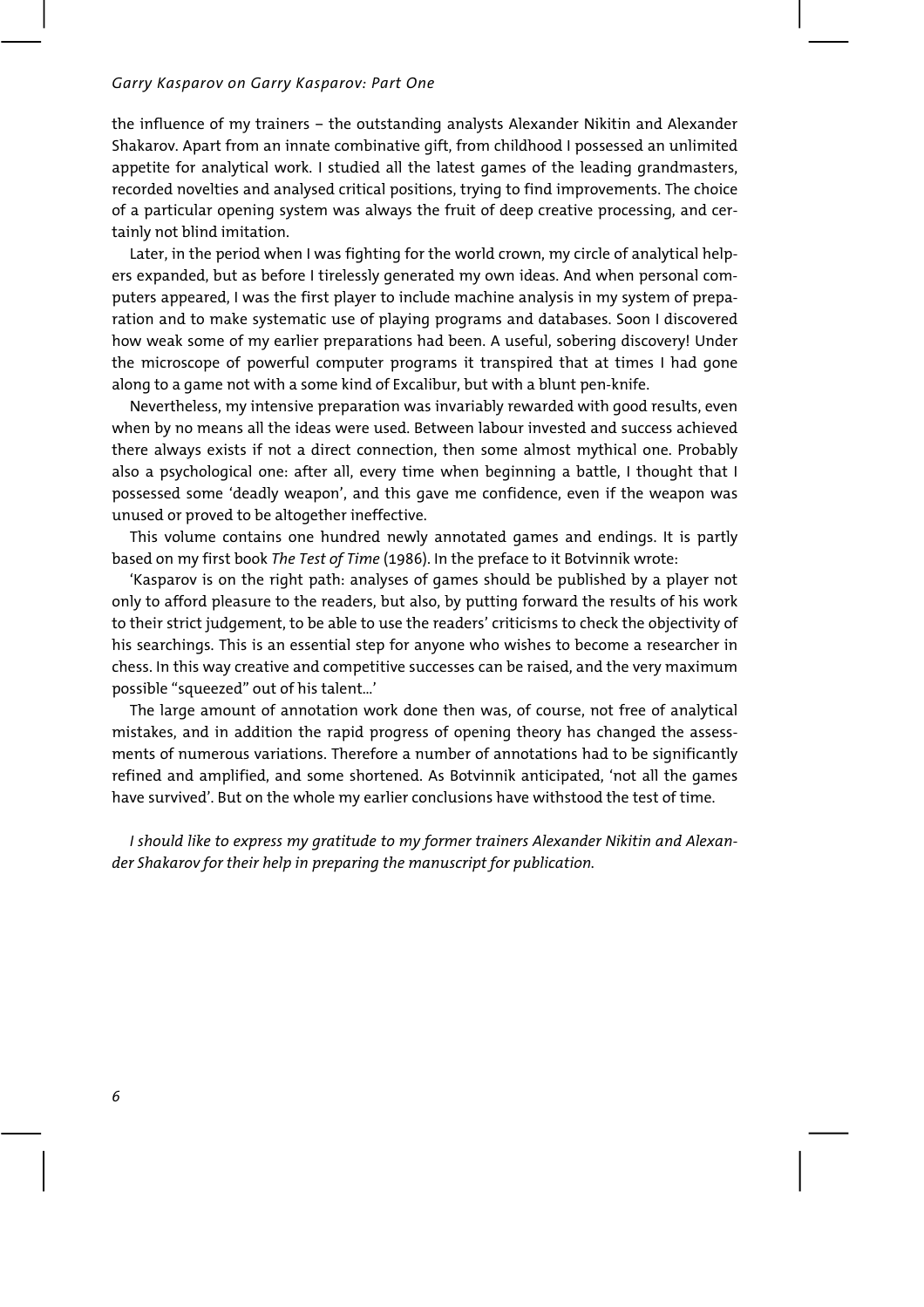the influence of my trainers – the outstanding analysts Alexander Nikitin and Alexander Shakarov. Apart from an innate combinative gift, from childhood I possessed an unlimited appetite for analytical work. I studied all the latest games of the leading grandmasters, recorded novelties and analysed critical positions, trying to find improvements. The choice of a particular opening system was always the fruit of deep creative processing, and certainly not blind imitation.

Later, in the period when I was fighting for the world crown, my circle of analytical helpers expanded, but as before I tirelessly generated my own ideas. And when personal computers appeared, I was the first player to include machine analysis in my system of preparation and to make systematic use of playing programs and databases. Soon I discovered how weak some of my earlier preparations had been. A useful, sobering discovery! Under the microscope of powerful computer programs it transpired that at times I had gone along to a game not with a some kind of Excalibur, but with a blunt pen-knife.

Nevertheless, my intensive preparation was invariably rewarded with good results, even when by no means all the ideas were used. Between labour invested and success achieved there always exists if not a direct connection, then some almost mythical one. Probably also a psychological one: after all, every time when beginning a battle, I thought that I possessed some 'deadly weapon', and this gave me confidence, even if the weapon was unused or proved to be altogether ineffective.

This volume contains one hundred newly annotated games and endings. It is partly based on my first book *The Test of Time* (1986). In the preface to it Botvinnik wrote:

'Kasparov is on the right path: analyses of games should be published by a player not only to afford pleasure to the readers, but also, by putting forward the results of his work to their strict judgement, to be able to use the readers' criticisms to check the objectivity of his searchings. This is an essential step for anyone who wishes to become a researcher in chess. In this way creative and competitive successes can be raised, and the very maximum possible "squeezed" out of his talent...'

The large amount of annotation work done then was, of course, not free of analytical mistakes, and in addition the rapid progress of opening theory has changed the assessments of numerous variations. Therefore a number of annotations had to be significantly refined and amplified, and some shortened. As Botvinnik anticipated, 'not all the games have survived'. But on the whole my earlier conclusions have withstood the test of time.

*I should like to express my gratitude to my former trainers Alexander Nikitin and Alexander Shakarov for their help in preparing the manuscript for publication.*